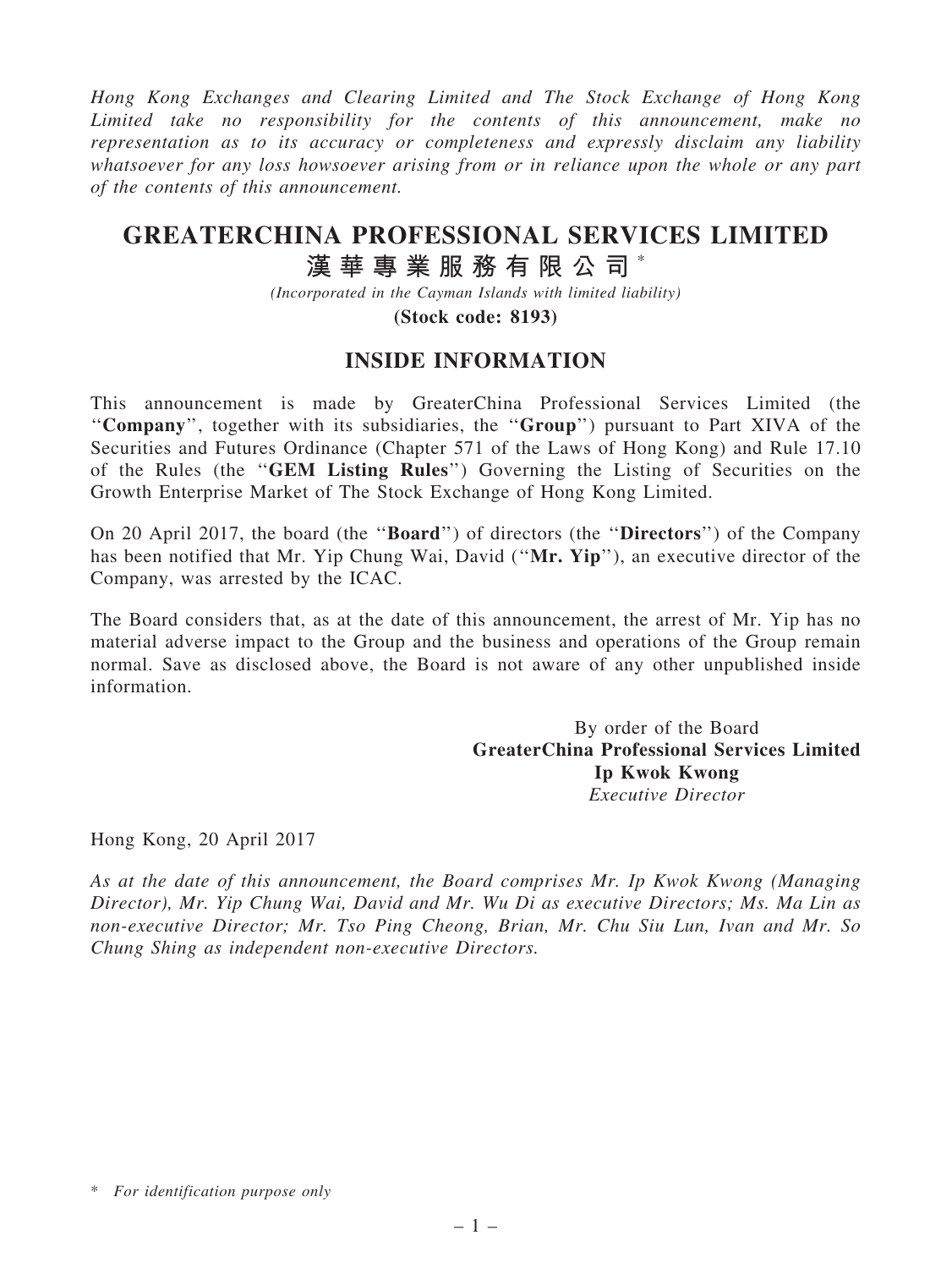*Hong Kong Exchanges and Clearing Limited and The Stock Exchange of Hong Kong Limited take no responsibility for the contents of this announcement, make no representation as to its accuracy or completeness and expressly disclaim any liability whatsoever for any loss howsoever arising from or in reliance upon the whole or any part of the contents of this announcement.*

# GREATERCHINA PROFESSIONAL SERVICES LIMITED
# 漢華專業服務有限公司 *

*(Incorporated in the Cayman Islands with limited liability)*

**(Stock code: 8193)**

## INSIDE INFORMATION

This announcement is made by GreaterChina Professional Services Limited (the "**Company**", together with its subsidiaries, the "**Group**") pursuant to Part XIVA of the Securities and Futures Ordinance (Chapter 571 of the Laws of Hong Kong) and Rule 17.10 of the Rules (the "**GEM Listing Rules**") Governing the Listing of Securities on the Growth Enterprise Market of The Stock Exchange of Hong Kong Limited.

On 20 April 2017, the board (the "**Board**") of directors (the "**Directors**") of the Company has been notified that Mr. Yip Chung Wai, David ("**Mr. Yip**"), an executive director of the Company, was arrested by the ICAC.

The Board considers that, as at the date of this announcement, the arrest of Mr. Yip has no material adverse impact to the Group and the business and operations of the Group remain normal. Save as disclosed above, the Board is not aware of any other unpublished inside information.

By order of the Board
**GreaterChina Professional Services Limited**
**Ip Kwok Kwong**
*Executive Director*

Hong Kong, 20 April 2017

*As at the date of this announcement, the Board comprises Mr. Ip Kwok Kwong (Managing Director), Mr. Yip Chung Wai, David and Mr. Wu Di as executive Directors; Ms. Ma Lin as non-executive Director; Mr. Tso Ping Cheong, Brian, Mr. Chu Siu Lun, Ivan and Mr. So Chung Shing as independent non-executive Directors.*

\* *For identification purpose only*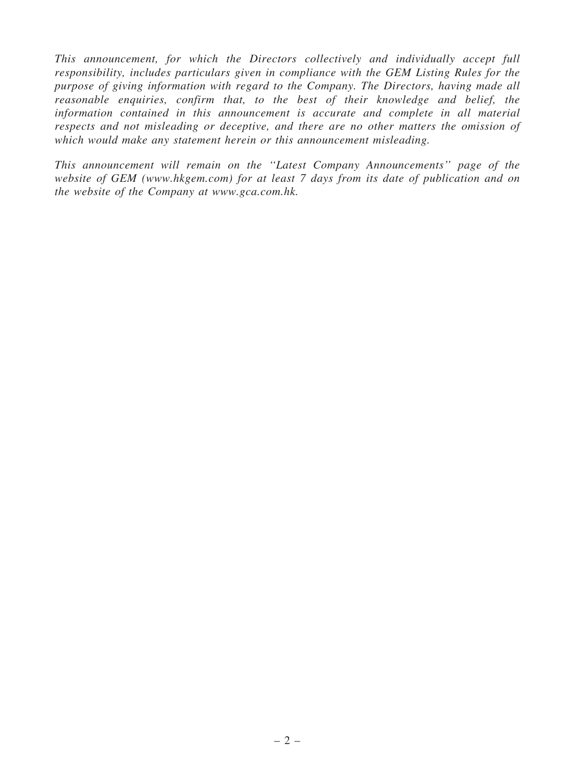*This announcement, for which the Directors collectively and individually accept full responsibility, includes particulars given in compliance with the GEM Listing Rules for the purpose of giving information with regard to the Company. The Directors, having made all reasonable enquiries, confirm that, to the best of their knowledge and belief, the information contained in this announcement is accurate and complete in all material respects and not misleading or deceptive, and there are no other matters the omission of which would make any statement herein or this announcement misleading.*

*This announcement will remain on the "Latest Company Announcements" page of the website of GEM (www.hkgem.com) for at least 7 days from its date of publication and on the website of the Company at www.gca.com.hk.*